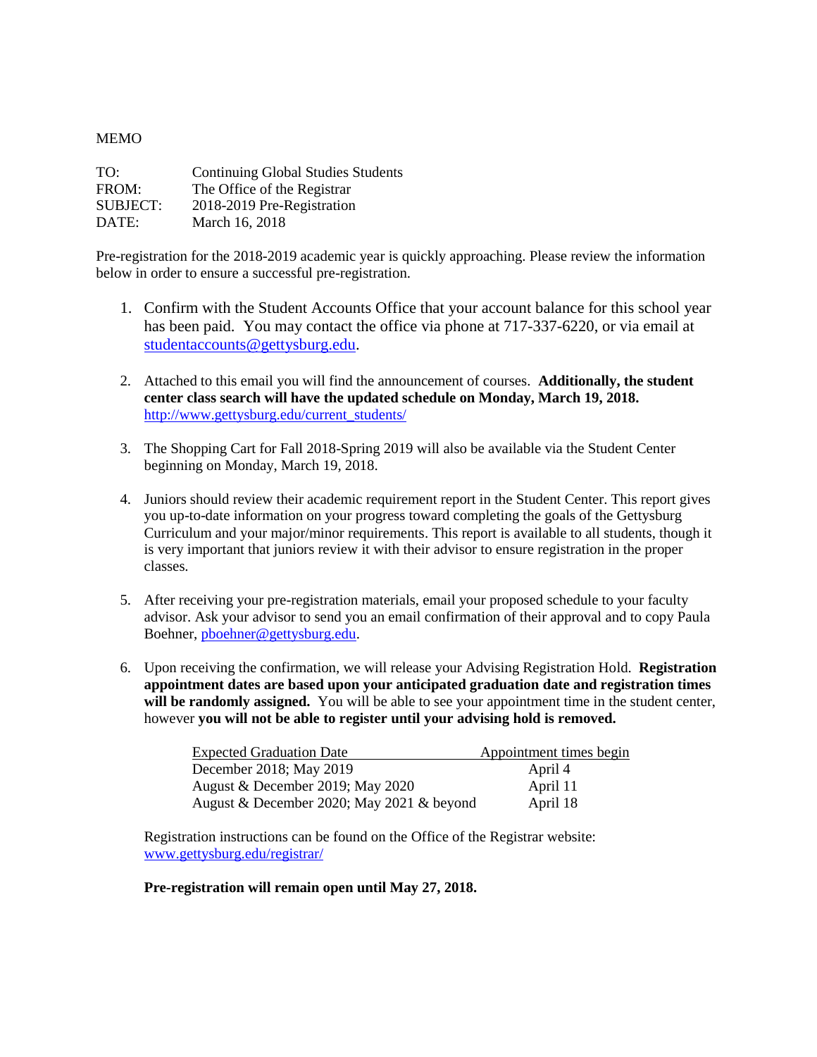MEMO

TO: Continuing Global Studies Students
FROM: The Office of the Registrar
SUBJECT: 2018-2019 Pre-Registration
DATE: March 16, 2018

Pre-registration for the 2018-2019 academic year is quickly approaching. Please review the information below in order to ensure a successful pre-registration.

1. Confirm with the Student Accounts Office that your account balance for this school year has been paid. You may contact the office via phone at 717-337-6220, or via email at studentaccounts@gettysburg.edu.

2. Attached to this email you will find the announcement of courses. **Additionally, the student center class search will have the updated schedule on Monday, March 19, 2018.** http://www.gettysburg.edu/current_students/

3. The Shopping Cart for Fall 2018-Spring 2019 will also be available via the Student Center beginning on Monday, March 19, 2018.

4. Juniors should review their academic requirement report in the Student Center. This report gives you up-to-date information on your progress toward completing the goals of the Gettysburg Curriculum and your major/minor requirements. This report is available to all students, though it is very important that juniors review it with their advisor to ensure registration in the proper classes.

5. After receiving your pre-registration materials, email your proposed schedule to your faculty advisor. Ask your advisor to send you an email confirmation of their approval and to copy Paula Boehner, pboehner@gettysburg.edu.

6. Upon receiving the confirmation, we will release your Advising Registration Hold. **Registration appointment dates are based upon your anticipated graduation date and registration times will be randomly assigned.** You will be able to see your appointment time in the student center, however **you will not be able to register until your advising hold is removed.**

| Expected Graduation Date | Appointment times begin |
| --- | --- |
| December 2018; May 2019 | April 4 |
| August & December 2019; May 2020 | April 11 |
| August & December 2020; May 2021 & beyond | April 18 |

Registration instructions can be found on the Office of the Registrar website: www.gettysburg.edu/registrar/

**Pre-registration will remain open until May 27, 2018.**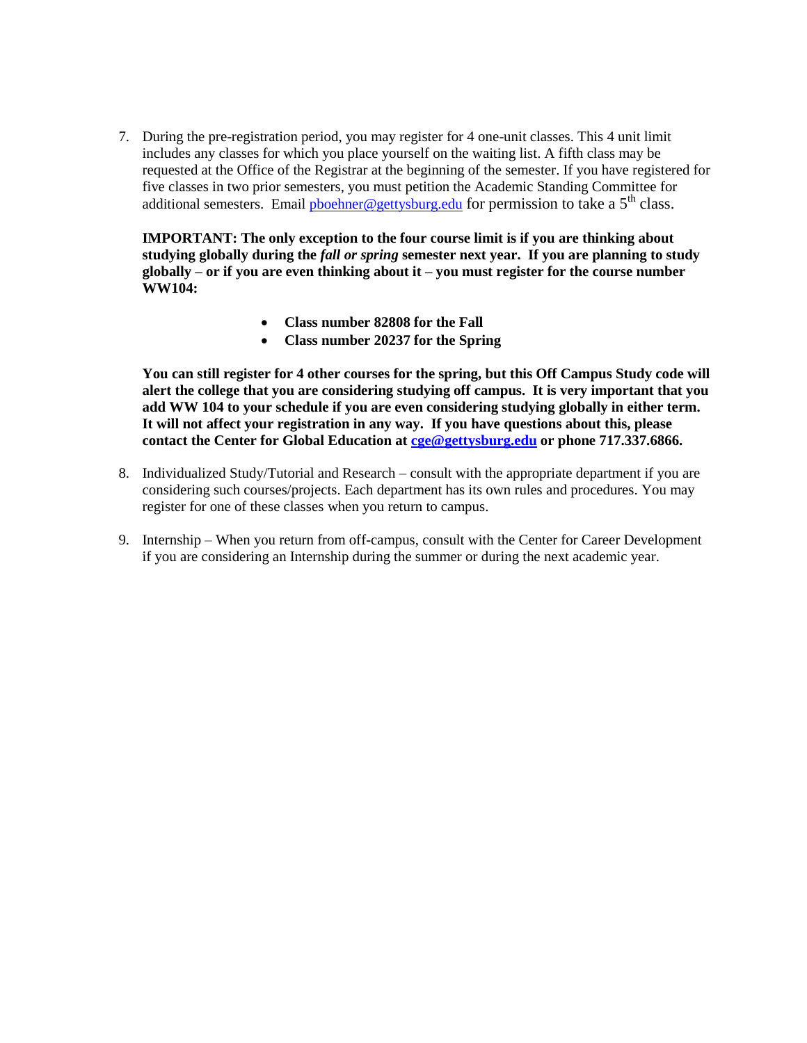7. During the pre-registration period, you may register for 4 one-unit classes. This 4 unit limit includes any classes for which you place yourself on the waiting list. A fifth class may be requested at the Office of the Registrar at the beginning of the semester. If you have registered for five classes in two prior semesters, you must petition the Academic Standing Committee for additional semesters. Email pboehner@gettysburg.edu for permission to take a 5th class.

   **IMPORTANT: The only exception to the four course limit is if you are thinking about studying globally during the *fall or spring* semester next year. If you are planning to study globally – or if you are even thinking about it – you must register for the course number WW104:**

   - **Class number 82808 for the Fall**
   - **Class number 20237 for the Spring**

   **You can still register for 4 other courses for the spring, but this Off Campus Study code will alert the college that you are considering studying off campus. It is very important that you add WW 104 to your schedule if you are even considering studying globally in either term. It will not affect your registration in any way. If you have questions about this, please contact the Center for Global Education at cge@gettysburg.edu or phone 717.337.6866.**

8. Individualized Study/Tutorial and Research – consult with the appropriate department if you are considering such courses/projects. Each department has its own rules and procedures. You may register for one of these classes when you return to campus.

9. Internship – When you return from off-campus, consult with the Center for Career Development if you are considering an Internship during the summer or during the next academic year.